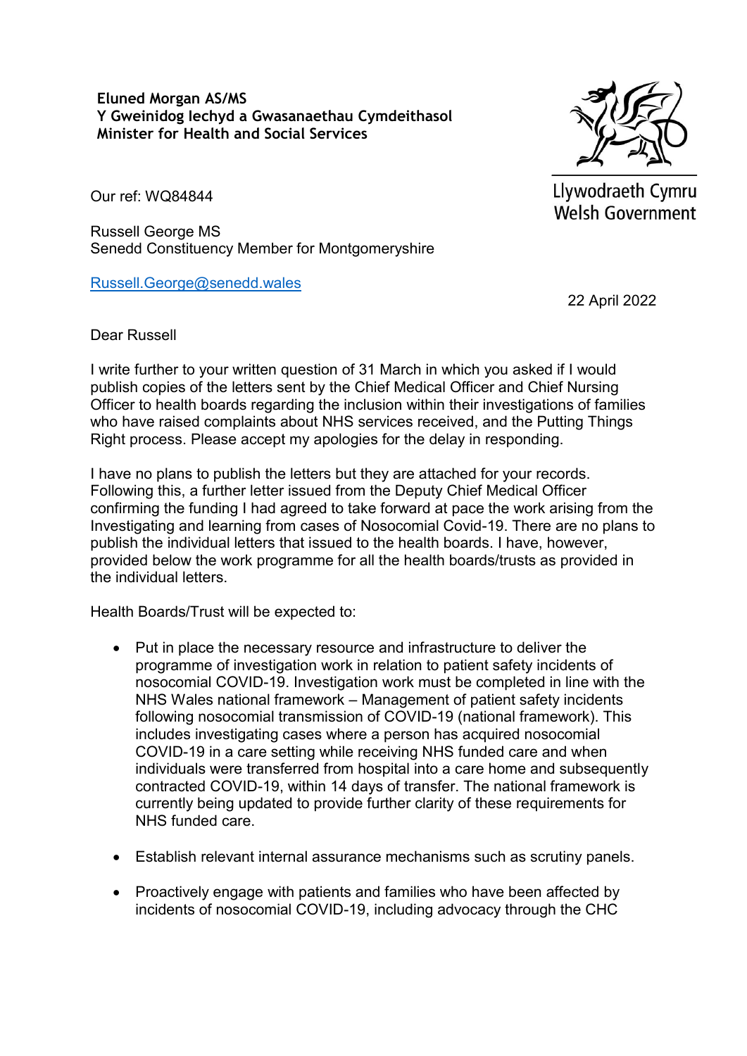**Eluned Morgan AS/MS**
**Y Gweinidog Iechyd a Gwasanaethau Cymdeithasol**
**Minister for Health and Social Services**

Llywodraeth Cymru
Welsh Government

Our ref: WQ84844

Russell George MS
Senedd Constituency Member for Montgomeryshire

Russell.George@senedd.wales

22 April 2022

Dear Russell

I write further to your written question of 31 March in which you asked if I would publish copies of the letters sent by the Chief Medical Officer and Chief Nursing Officer to health boards regarding the inclusion within their investigations of families who have raised complaints about NHS services received, and the Putting Things Right process. Please accept my apologies for the delay in responding.

I have no plans to publish the letters but they are attached for your records. Following this, a further letter issued from the Deputy Chief Medical Officer confirming the funding I had agreed to take forward at pace the work arising from the Investigating and learning from cases of Nosocomial Covid-19. There are no plans to publish the individual letters that issued to the health boards. I have, however, provided below the work programme for all the health boards/trusts as provided in the individual letters.

Health Boards/Trust will be expected to:

- Put in place the necessary resource and infrastructure to deliver the programme of investigation work in relation to patient safety incidents of nosocomial COVID-19. Investigation work must be completed in line with the NHS Wales national framework – Management of patient safety incidents following nosocomial transmission of COVID-19 (national framework). This includes investigating cases where a person has acquired nosocomial COVID-19 in a care setting while receiving NHS funded care and when individuals were transferred from hospital into a care home and subsequently contracted COVID-19, within 14 days of transfer. The national framework is currently being updated to provide further clarity of these requirements for NHS funded care.

- Establish relevant internal assurance mechanisms such as scrutiny panels.

- Proactively engage with patients and families who have been affected by incidents of nosocomial COVID-19, including advocacy through the CHC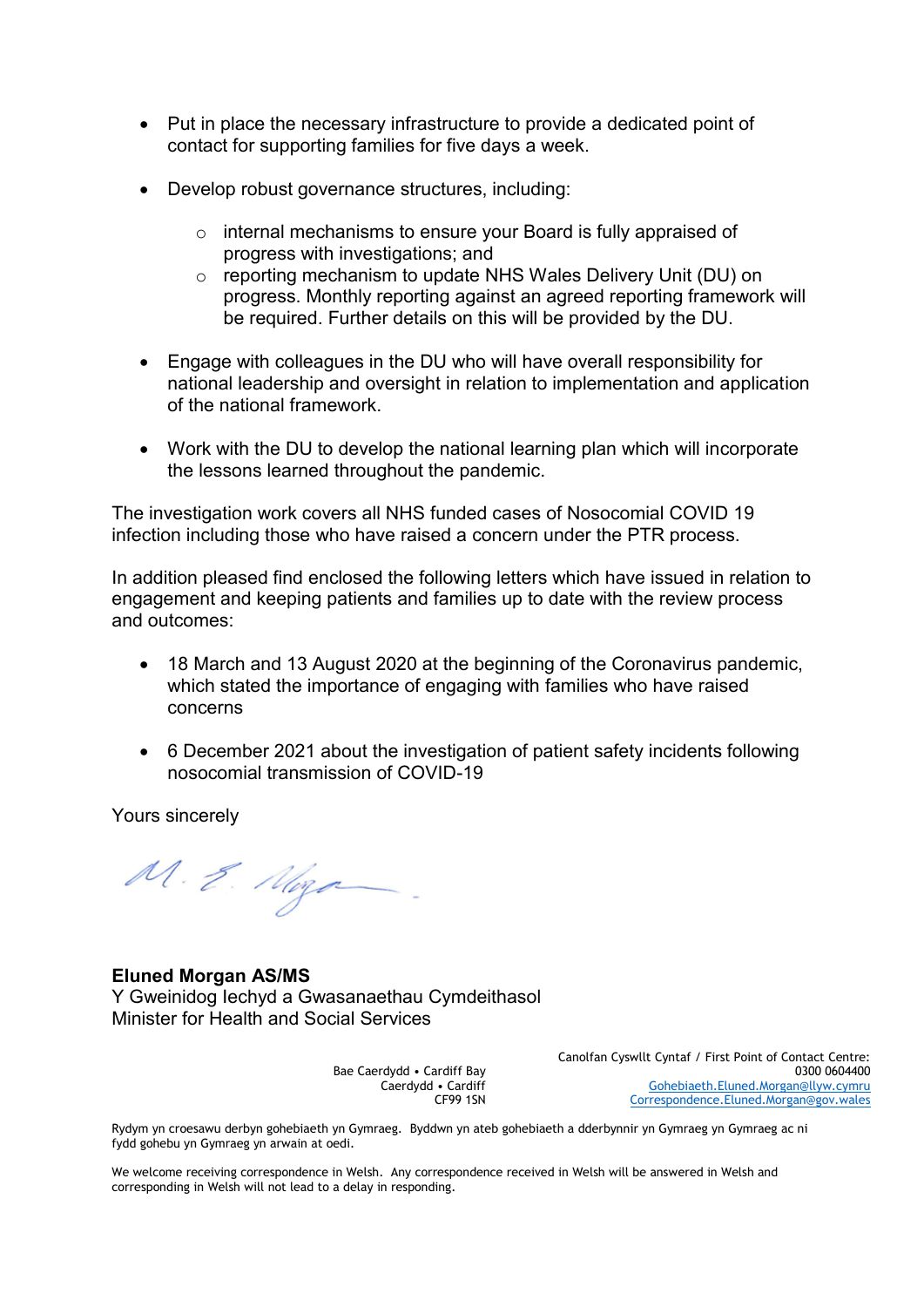- Put in place the necessary infrastructure to provide a dedicated point of contact for supporting families for five days a week.

- Develop robust governance structures, including:

  - internal mechanisms to ensure your Board is fully appraised of progress with investigations; and
  - reporting mechanism to update NHS Wales Delivery Unit (DU) on progress. Monthly reporting against an agreed reporting framework will be required. Further details on this will be provided by the DU.

- Engage with colleagues in the DU who will have overall responsibility for national leadership and oversight in relation to implementation and application of the national framework.

- Work with the DU to develop the national learning plan which will incorporate the lessons learned throughout the pandemic.

The investigation work covers all NHS funded cases of Nosocomial COVID 19 infection including those who have raised a concern under the PTR process.

In addition pleased find enclosed the following letters which have issued in relation to engagement and keeping patients and families up to date with the review process and outcomes:

- 18 March and 13 August 2020 at the beginning of the Coronavirus pandemic, which stated the importance of engaging with families who have raised concerns

- 6 December 2021 about the investigation of patient safety incidents following nosocomial transmission of COVID-19

Yours sincerely

M. E. Morgan

**Eluned Morgan AS/MS**
Y Gweinidog Iechyd a Gwasanaethau Cymdeithasol
Minister for Health and Social Services

Bae Caerdydd • Cardiff Bay
Caerdydd • Cardiff
CF99 1SN

Canolfan Cyswllt Cyntaf / First Point of Contact Centre:
0300 0604400
Gohebiaeth.Eluned.Morgan@llyw.cymru
Correspondence.Eluned.Morgan@gov.wales

Rydym yn croesawu derbyn gohebiaeth yn Gymraeg. Byddwn yn ateb gohebiaeth a dderbynnir yn Gymraeg yn Gymraeg ac ni fydd gohebu yn Gymraeg yn arwain at oedi.

We welcome receiving correspondence in Welsh. Any correspondence received in Welsh will be answered in Welsh and corresponding in Welsh will not lead to a delay in responding.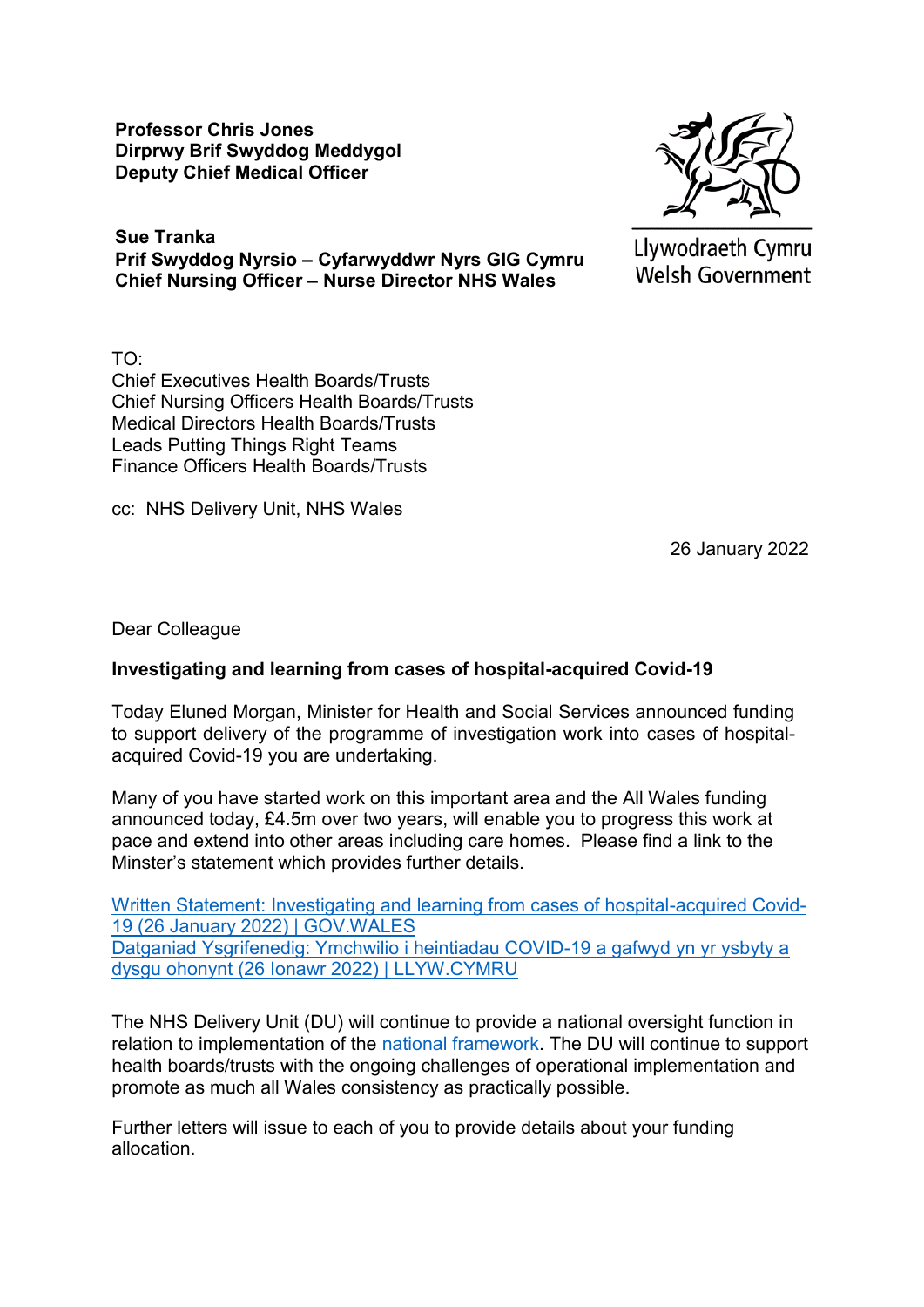**Professor Chris Jones**
**Dirprwy Brif Swyddog Meddygol**
**Deputy Chief Medical Officer**

**Sue Tranka**
**Prif Swyddog Nyrsio – Cyfarwyddwr Nyrs GIG Cymru**
**Chief Nursing Officer – Nurse Director NHS Wales**

Llywodraeth Cymru
Welsh Government

TO:
Chief Executives Health Boards/Trusts
Chief Nursing Officers Health Boards/Trusts
Medical Directors Health Boards/Trusts
Leads Putting Things Right Teams
Finance Officers Health Boards/Trusts

cc: NHS Delivery Unit, NHS Wales

26 January 2022

Dear Colleague

**Investigating and learning from cases of hospital-acquired Covid-19**

Today Eluned Morgan, Minister for Health and Social Services announced funding to support delivery of the programme of investigation work into cases of hospital-acquired Covid-19 you are undertaking.

Many of you have started work on this important area and the All Wales funding announced today, £4.5m over two years, will enable you to progress this work at pace and extend into other areas including care homes. Please find a link to the Minster's statement which provides further details.

[Written Statement: Investigating and learning from cases of hospital-acquired Covid-19 (26 January 2022) | GOV.WALES]
[Datganiad Ysgrifenedig: Ymchwilio i heintiadau COVID-19 a gafwyd yn yr ysbyty a dysgu ohonynt (26 Ionawr 2022) | LLYW.CYMRU]

The NHS Delivery Unit (DU) will continue to provide a national oversight function in relation to implementation of the [national framework]. The DU will continue to support health boards/trusts with the ongoing challenges of operational implementation and promote as much all Wales consistency as practically possible.

Further letters will issue to each of you to provide details about your funding allocation.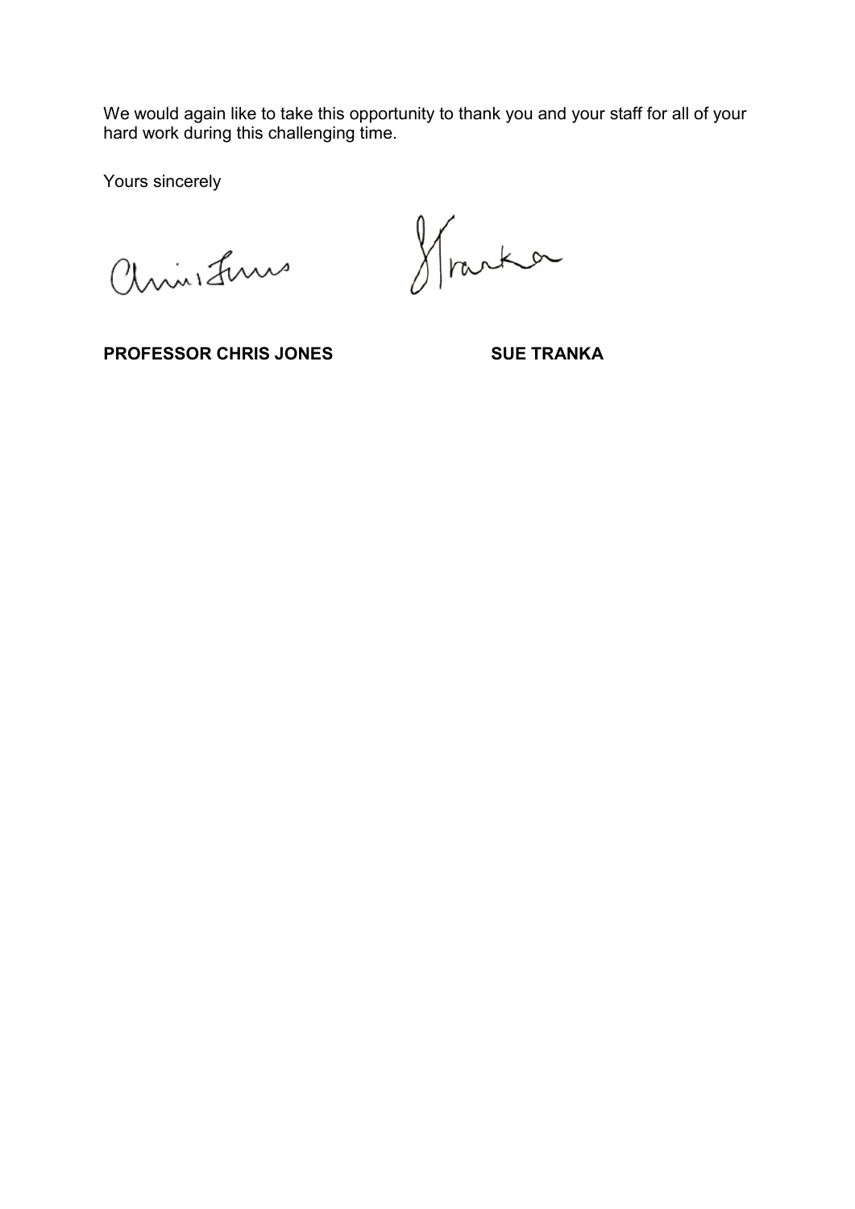We would again like to take this opportunity to thank you and your staff for all of your hard work during this challenging time.

Yours sincerely

**PROFESSOR CHRIS JONES** **SUE TRANKA**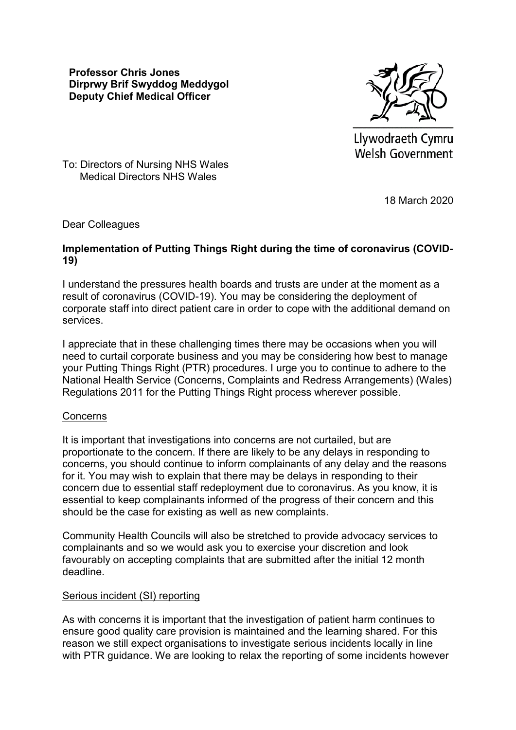**Professor Chris Jones**
**Dirprwy Brif Swyddog Meddygol**
**Deputy Chief Medical Officer**

Llywodraeth Cymru
Welsh Government

To: Directors of Nursing NHS Wales
Medical Directors NHS Wales

18 March 2020

Dear Colleagues

**Implementation of Putting Things Right during the time of coronavirus (COVID-19)**

I understand the pressures health boards and trusts are under at the moment as a result of coronavirus (COVID-19). You may be considering the deployment of corporate staff into direct patient care in order to cope with the additional demand on services.

I appreciate that in these challenging times there may be occasions when you will need to curtail corporate business and you may be considering how best to manage your Putting Things Right (PTR) procedures. I urge you to continue to adhere to the National Health Service (Concerns, Complaints and Redress Arrangements) (Wales) Regulations 2011 for the Putting Things Right process wherever possible.

Concerns

It is important that investigations into concerns are not curtailed, but are proportionate to the concern. If there are likely to be any delays in responding to concerns, you should continue to inform complainants of any delay and the reasons for it. You may wish to explain that there may be delays in responding to their concern due to essential staff redeployment due to coronavirus. As you know, it is essential to keep complainants informed of the progress of their concern and this should be the case for existing as well as new complaints.

Community Health Councils will also be stretched to provide advocacy services to complainants and so we would ask you to exercise your discretion and look favourably on accepting complaints that are submitted after the initial 12 month deadline.

Serious incident (SI) reporting

As with concerns it is important that the investigation of patient harm continues to ensure good quality care provision is maintained and the learning shared. For this reason we still expect organisations to investigate serious incidents locally in line with PTR guidance. We are looking to relax the reporting of some incidents however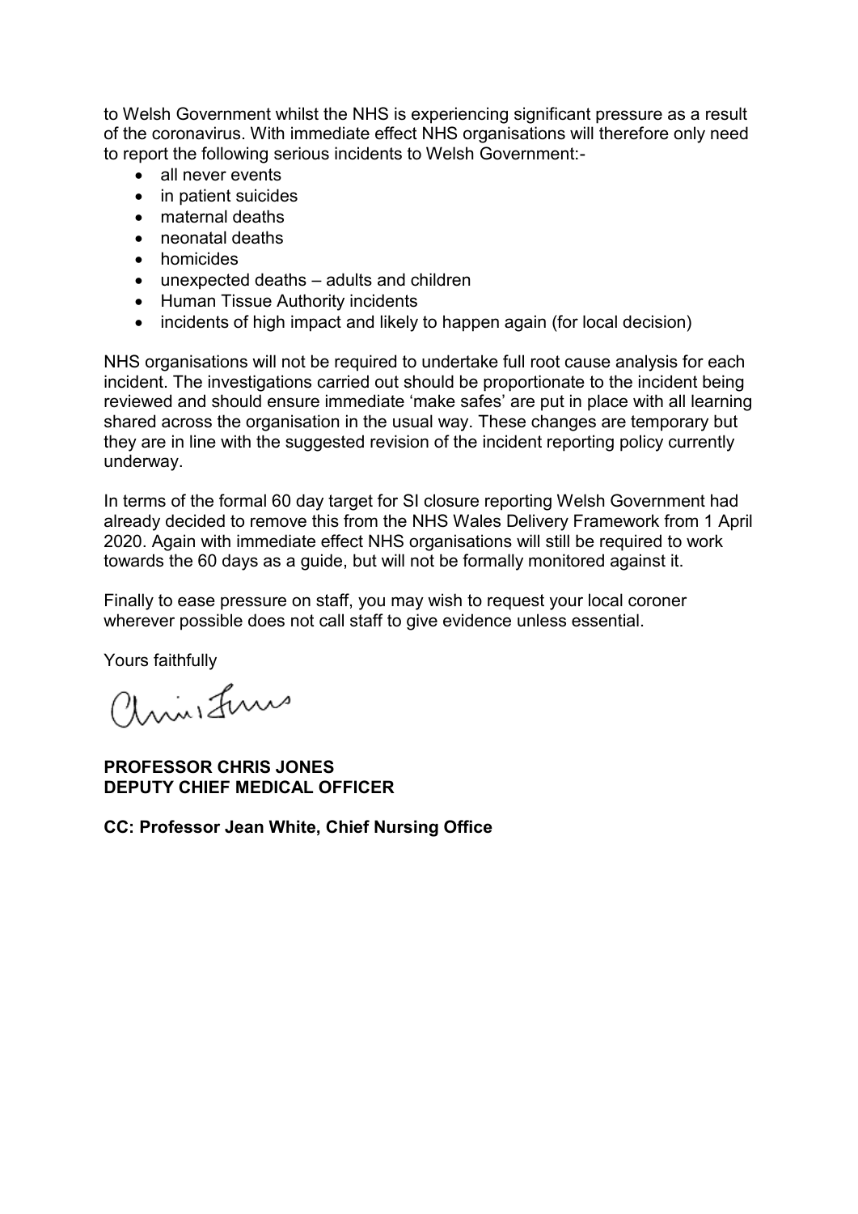to Welsh Government whilst the NHS is experiencing significant pressure as a result of the coronavirus. With immediate effect NHS organisations will therefore only need to report the following serious incidents to Welsh Government:-

- all never events
- in patient suicides
- maternal deaths
- neonatal deaths
- homicides
- unexpected deaths – adults and children
- Human Tissue Authority incidents
- incidents of high impact and likely to happen again (for local decision)

NHS organisations will not be required to undertake full root cause analysis for each incident. The investigations carried out should be proportionate to the incident being reviewed and should ensure immediate 'make safes' are put in place with all learning shared across the organisation in the usual way. These changes are temporary but they are in line with the suggested revision of the incident reporting policy currently underway.

In terms of the formal 60 day target for SI closure reporting Welsh Government had already decided to remove this from the NHS Wales Delivery Framework from 1 April 2020. Again with immediate effect NHS organisations will still be required to work towards the 60 days as a guide, but will not be formally monitored against it.

Finally to ease pressure on staff, you may wish to request your local coroner wherever possible does not call staff to give evidence unless essential.

Yours faithfully

**PROFESSOR CHRIS JONES**
**DEPUTY CHIEF MEDICAL OFFICER**

**CC: Professor Jean White, Chief Nursing Office**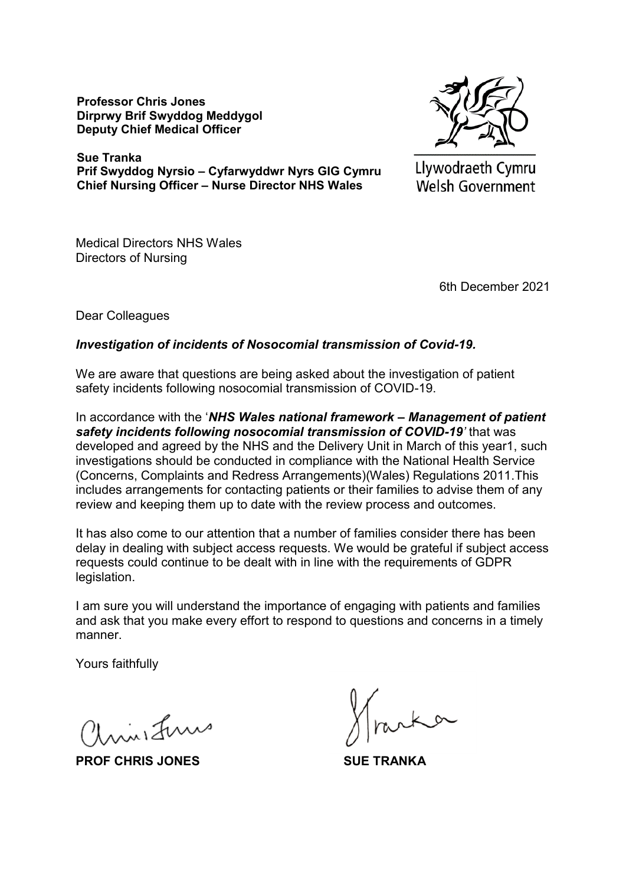**Professor Chris Jones**
**Dirprwy Brif Swyddog Meddygol**
**Deputy Chief Medical Officer**

**Sue Tranka**
**Prif Swyddog Nyrsio – Cyfarwyddwr Nyrs GIG Cymru**
**Chief Nursing Officer – Nurse Director NHS Wales**

Llywodraeth Cymru
Welsh Government

Medical Directors NHS Wales
Directors of Nursing

6th December 2021

Dear Colleagues

***Investigation of incidents of Nosocomial transmission of Covid-19.***

We are aware that questions are being asked about the investigation of patient safety incidents following nosocomial transmission of COVID-19.

In accordance with the '***NHS Wales national framework – Management of patient safety incidents following nosocomial transmission of COVID-19***' that was developed and agreed by the NHS and the Delivery Unit in March of this year1, such investigations should be conducted in compliance with the National Health Service (Concerns, Complaints and Redress Arrangements)(Wales) Regulations 2011.This includes arrangements for contacting patients or their families to advise them of any review and keeping them up to date with the review process and outcomes.

It has also come to our attention that a number of families consider there has been delay in dealing with subject access requests. We would be grateful if subject access requests could continue to be dealt with in line with the requirements of GDPR legislation.

I am sure you will understand the importance of engaging with patients and families and ask that you make every effort to respond to questions and concerns in a timely manner.

Yours faithfully

**PROF CHRIS JONES** **SUE TRANKA**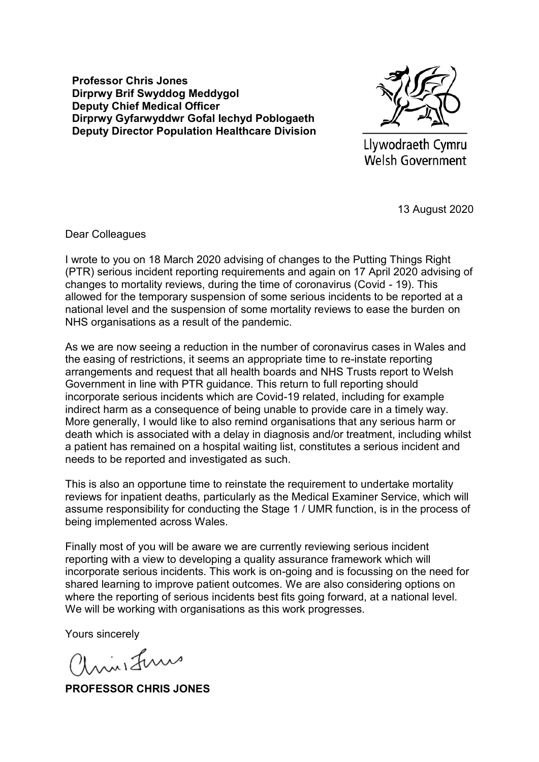**Professor Chris Jones**
**Dirprwy Brif Swyddog Meddygol**
**Deputy Chief Medical Officer**
**Dirprwy Gyfarwyddwr Gofal Iechyd Poblogaeth**
**Deputy Director Population Healthcare Division**

Llywodraeth Cymru
Welsh Government

13 August 2020

Dear Colleagues

I wrote to you on 18 March 2020 advising of changes to the Putting Things Right (PTR) serious incident reporting requirements and again on 17 April 2020 advising of changes to mortality reviews, during the time of coronavirus (Covid - 19). This allowed for the temporary suspension of some serious incidents to be reported at a national level and the suspension of some mortality reviews to ease the burden on NHS organisations as a result of the pandemic.

As we are now seeing a reduction in the number of coronavirus cases in Wales and the easing of restrictions, it seems an appropriate time to re-instate reporting arrangements and request that all health boards and NHS Trusts report to Welsh Government in line with PTR guidance. This return to full reporting should incorporate serious incidents which are Covid-19 related, including for example indirect harm as a consequence of being unable to provide care in a timely way. More generally, I would like to also remind organisations that any serious harm or death which is associated with a delay in diagnosis and/or treatment, including whilst a patient has remained on a hospital waiting list, constitutes a serious incident and needs to be reported and investigated as such.

This is also an opportune time to reinstate the requirement to undertake mortality reviews for inpatient deaths, particularly as the Medical Examiner Service, which will assume responsibility for conducting the Stage 1 / UMR function, is in the process of being implemented across Wales.

Finally most of you will be aware we are currently reviewing serious incident reporting with a view to developing a quality assurance framework which will incorporate serious incidents. This work is on-going and is focussing on the need for shared learning to improve patient outcomes. We are also considering options on where the reporting of serious incidents best fits going forward, at a national level. We will be working with organisations as this work progresses.

Yours sincerely

**PROFESSOR CHRIS JONES**